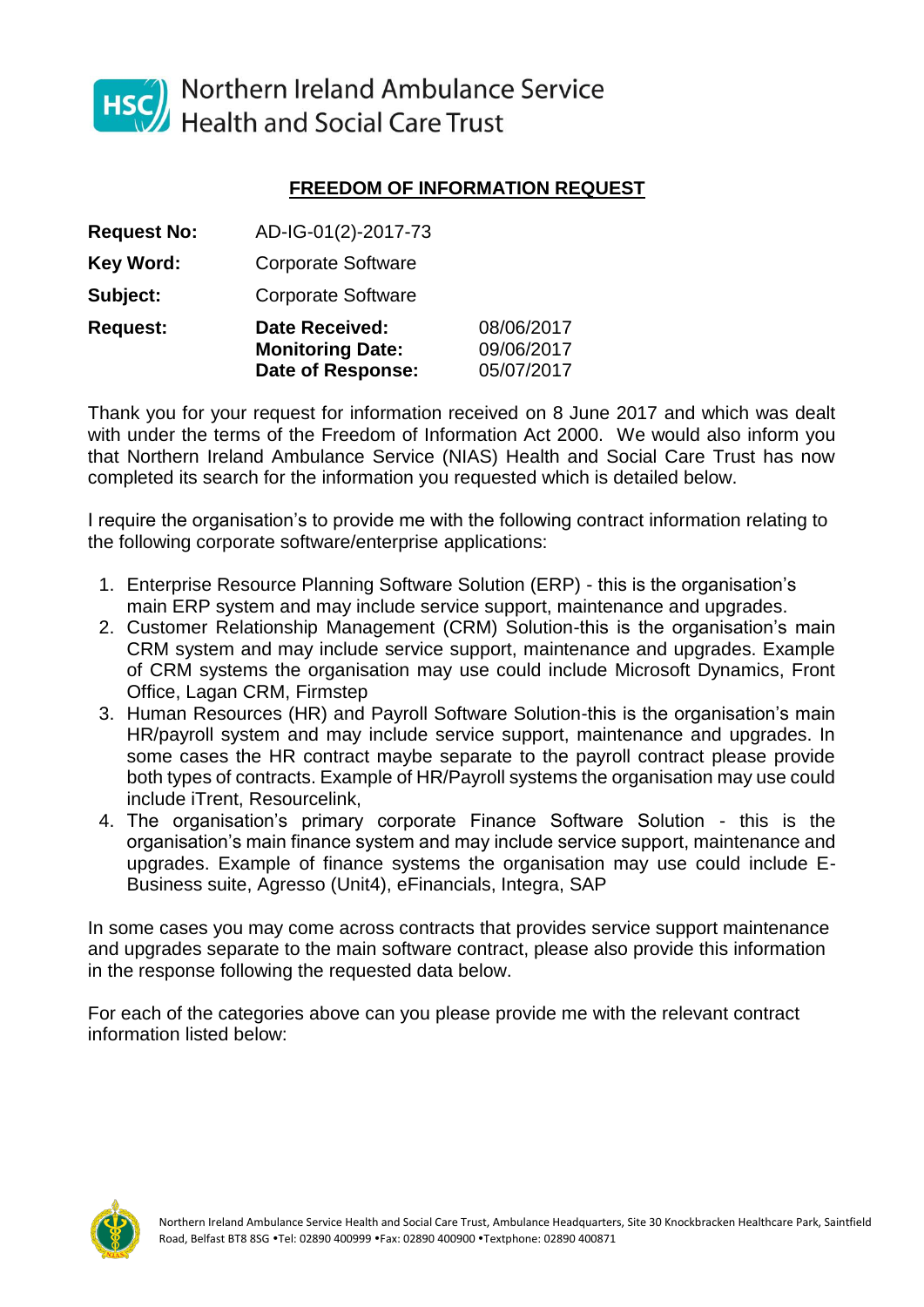Northern Ireland Ambulance Service
Health and Social Care Trust

## FREEDOM OF INFORMATION REQUEST

| | | |
|---|---|---|
| **Request No:** | AD-IG-01(2)-2017-73 | |
| **Key Word:** | Corporate Software | |
| **Subject:** | Corporate Software | |
| **Request:** | **Date Received:** | 08/06/2017 |
| | **Monitoring Date:** | 09/06/2017 |
| | **Date of Response:** | 05/07/2017 |

Thank you for your request for information received on 8 June 2017 and which was dealt with under the terms of the Freedom of Information Act 2000. We would also inform you that Northern Ireland Ambulance Service (NIAS) Health and Social Care Trust has now completed its search for the information you requested which is detailed below.

I require the organisation's to provide me with the following contract information relating to the following corporate software/enterprise applications:

1. Enterprise Resource Planning Software Solution (ERP) - this is the organisation's main ERP system and may include service support, maintenance and upgrades.
2. Customer Relationship Management (CRM) Solution-this is the organisation's main CRM system and may include service support, maintenance and upgrades. Example of CRM systems the organisation may use could include Microsoft Dynamics, Front Office, Lagan CRM, Firmstep
3. Human Resources (HR) and Payroll Software Solution-this is the organisation's main HR/payroll system and may include service support, maintenance and upgrades. In some cases the HR contract maybe separate to the payroll contract please provide both types of contracts. Example of HR/Payroll systems the organisation may use could include iTrent, Resourcelink,
4. The organisation's primary corporate Finance Software Solution - this is the organisation's main finance system and may include service support, maintenance and upgrades. Example of finance systems the organisation may use could include E-Business suite, Agresso (Unit4), eFinancials, Integra, SAP

In some cases you may come across contracts that provides service support maintenance and upgrades separate to the main software contract, please also provide this information in the response following the requested data below.

For each of the categories above can you please provide me with the relevant contract information listed below: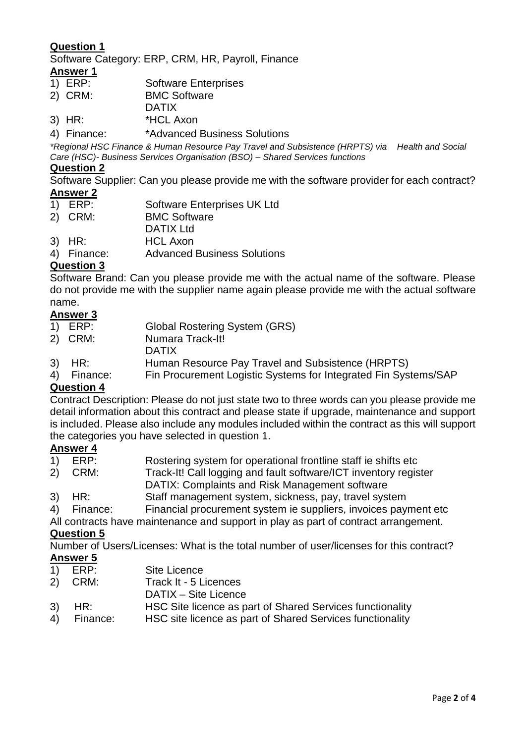**Question 1**

Software Category: ERP, CRM, HR, Payroll, Finance

**Answer 1**

1) ERP: Software Enterprises
2) CRM: BMC Software
   DATIX
3) HR: *HCL Axon
4) Finance: *Advanced Business Solutions

*\*Regional HSC Finance & Human Resource Pay Travel and Subsistence (HRPTS) via Health and Social Care (HSC)- Business Services Organisation (BSO) – Shared Services functions*

**Question 2**

Software Supplier: Can you please provide me with the software provider for each contract?

**Answer 2**

1) ERP: Software Enterprises UK Ltd
2) CRM: BMC Software
   DATIX Ltd
3) HR: HCL Axon
4) Finance: Advanced Business Solutions

**Question 3**

Software Brand: Can you please provide me with the actual name of the software. Please do not provide me with the supplier name again please provide me with the actual software name.

**Answer 3**

1) ERP: Global Rostering System (GRS)
2) CRM: Numara Track-It!
   DATIX
3) HR: Human Resource Pay Travel and Subsistence (HRPTS)
4) Finance: Fin Procurement Logistic Systems for Integrated Fin Systems/SAP

**Question 4**

Contract Description: Please do not just state two to three words can you please provide me detail information about this contract and please state if upgrade, maintenance and support is included. Please also include any modules included within the contract as this will support the categories you have selected in question 1.

**Answer 4**

1) ERP: Rostering system for operational frontline staff ie shifts etc
2) CRM: Track-It! Call logging and fault software/ICT inventory register
   DATIX: Complaints and Risk Management software
3) HR: Staff management system, sickness, pay, travel system
4) Finance: Financial procurement system ie suppliers, invoices payment etc

All contracts have maintenance and support in play as part of contract arrangement.

**Question 5**

Number of Users/Licenses: What is the total number of user/licenses for this contract?

**Answer 5**

1) ERP: Site Licence
2) CRM: Track It - 5 Licences
   DATIX – Site Licence
3) HR: HSC Site licence as part of Shared Services functionality
4) Finance: HSC site licence as part of Shared Services functionality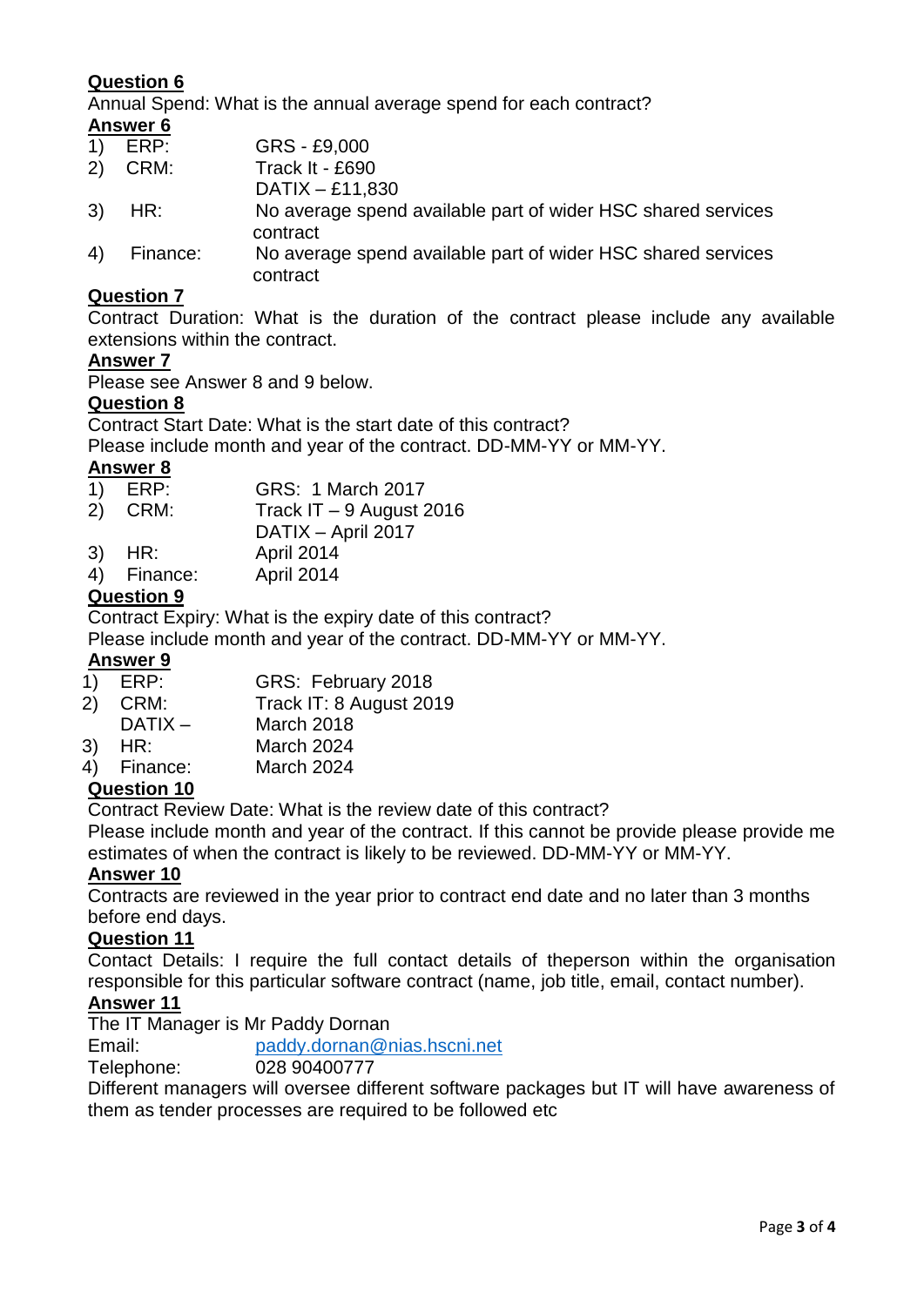**Question 6**

Annual Spend: What is the annual average spend for each contract?

**Answer 6**

1) ERP: GRS - £9,000
2) CRM: Track It - £690
   DATIX – £11,830
3) HR: No average spend available part of wider HSC shared services contract
4) Finance: No average spend available part of wider HSC shared services contract

**Question 7**

Contract Duration: What is the duration of the contract please include any available extensions within the contract.

**Answer 7**

Please see Answer 8 and 9 below.

**Question 8**

Contract Start Date: What is the start date of this contract?
Please include month and year of the contract. DD-MM-YY or MM-YY.

**Answer 8**

1) ERP: GRS: 1 March 2017
2) CRM: Track IT – 9 August 2016
   DATIX – April 2017
3) HR: April 2014
4) Finance: April 2014

**Question 9**

Contract Expiry: What is the expiry date of this contract?
Please include month and year of the contract. DD-MM-YY or MM-YY.

**Answer 9**

1) ERP: GRS: February 2018
2) CRM: Track IT: 8 August 2019
   DATIX – March 2018
3) HR: March 2024
4) Finance: March 2024

**Question 10**

Contract Review Date: What is the review date of this contract?
Please include month and year of the contract. If this cannot be provide please provide me estimates of when the contract is likely to be reviewed. DD-MM-YY or MM-YY.

**Answer 10**

Contracts are reviewed in the year prior to contract end date and no later than 3 months before end days.

**Question 11**

Contact Details: I require the full contact details of theperson within the organisation responsible for this particular software contract (name, job title, email, contact number).

**Answer 11**

The IT Manager is Mr Paddy Dornan
Email: paddy.dornan@nias.hscni.net
Telephone: 028 90400777
Different managers will oversee different software packages but IT will have awareness of them as tender processes are required to be followed etc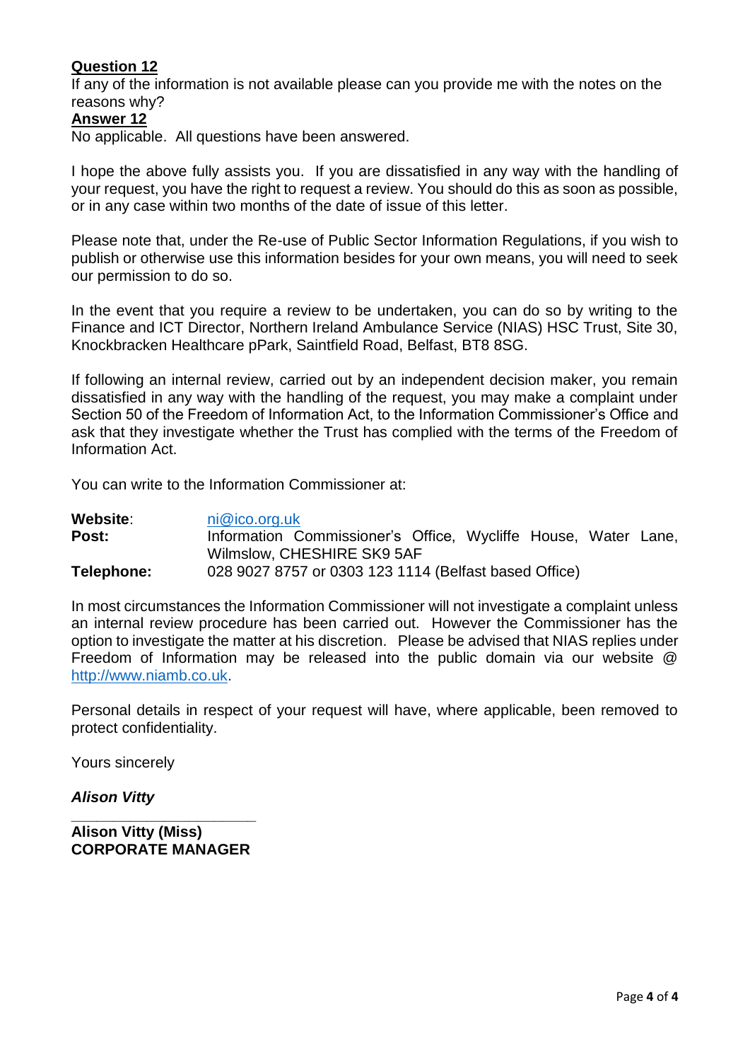**Question 12**

If any of the information is not available please can you provide me with the notes on the reasons why?

**Answer 12**

No applicable. All questions have been answered.

I hope the above fully assists you. If you are dissatisfied in any way with the handling of your request, you have the right to request a review. You should do this as soon as possible, or in any case within two months of the date of issue of this letter.

Please note that, under the Re-use of Public Sector Information Regulations, if you wish to publish or otherwise use this information besides for your own means, you will need to seek our permission to do so.

In the event that you require a review to be undertaken, you can do so by writing to the Finance and ICT Director, Northern Ireland Ambulance Service (NIAS) HSC Trust, Site 30, Knockbracken Healthcare pPark, Saintfield Road, Belfast, BT8 8SG.

If following an internal review, carried out by an independent decision maker, you remain dissatisfied in any way with the handling of the request, you may make a complaint under Section 50 of the Freedom of Information Act, to the Information Commissioner's Office and ask that they investigate whether the Trust has complied with the terms of the Freedom of Information Act.

You can write to the Information Commissioner at:

| | |
|---|---|
| **Website**: | ni@ico.org.uk |
| **Post:** | Information Commissioner's Office, Wycliffe House, Water Lane, Wilmslow, CHESHIRE SK9 5AF |
| **Telephone:** | 028 9027 8757 or 0303 123 1114 (Belfast based Office) |

In most circumstances the Information Commissioner will not investigate a complaint unless an internal review procedure has been carried out. However the Commissioner has the option to investigate the matter at his discretion. Please be advised that NIAS replies under Freedom of Information may be released into the public domain via our website @ http://www.niamb.co.uk.

Personal details in respect of your request will have, where applicable, been removed to protect confidentiality.

Yours sincerely

***Alison Vitty***

**Alison Vitty (Miss)**
**CORPORATE MANAGER**